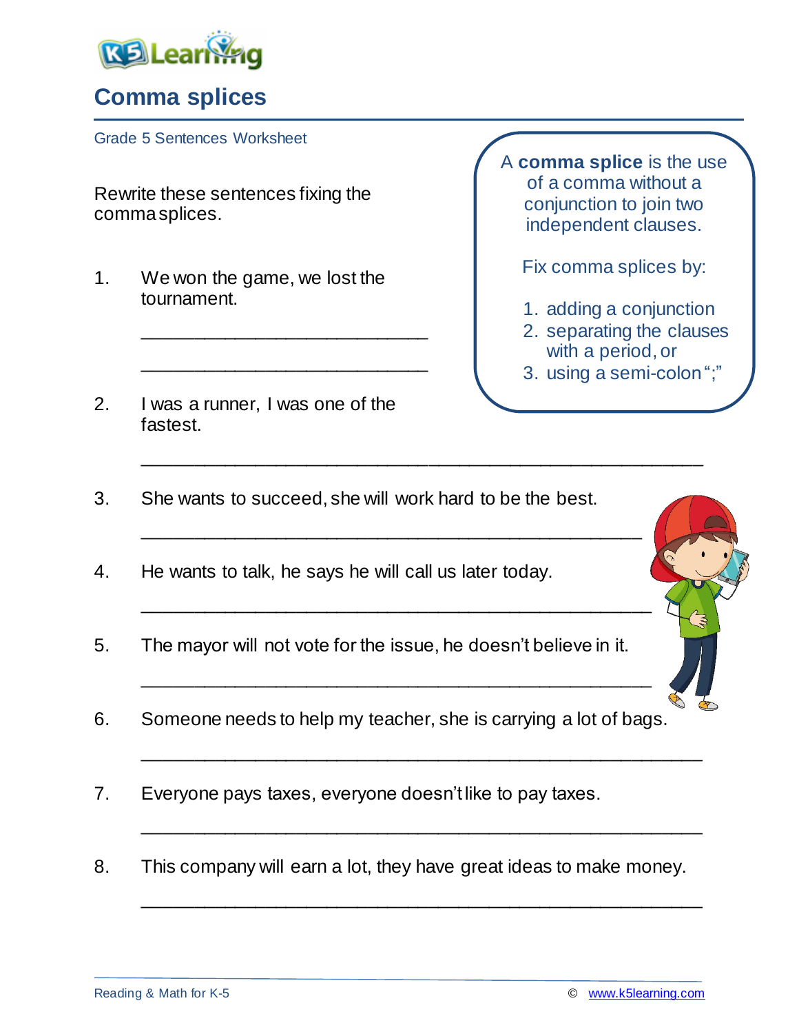# Comma splices

Grade 5 Sentences Worksheet

Rewrite these sentences fixing the comma splices.

> A **comma splice** is the use of a comma without a conjunction to join two independent clauses.
>
> Fix comma splices by:
>
> 1. adding a conjunction
> 2. separating the clauses with a period, or
> 3. using a semi-colon ";"

1. We won the game, we lost the tournament.

   ____________________________

   ____________________________

2. I was a runner, I was one of the fastest.

   ____________________________________________________

3. She wants to succeed, she will work hard to be the best.

   ____________________________________________________

4. He wants to talk, he says he will call us later today.

   ____________________________________________________

5. The mayor will not vote for the issue, he doesn't believe in it.

   ____________________________________________________

6. Someone needs to help my teacher, she is carrying a lot of bags.

   ____________________________________________________

7. Everyone pays taxes, everyone doesn't like to pay taxes.

   ____________________________________________________

8. This company will earn a lot, they have great ideas to make money.

   ____________________________________________________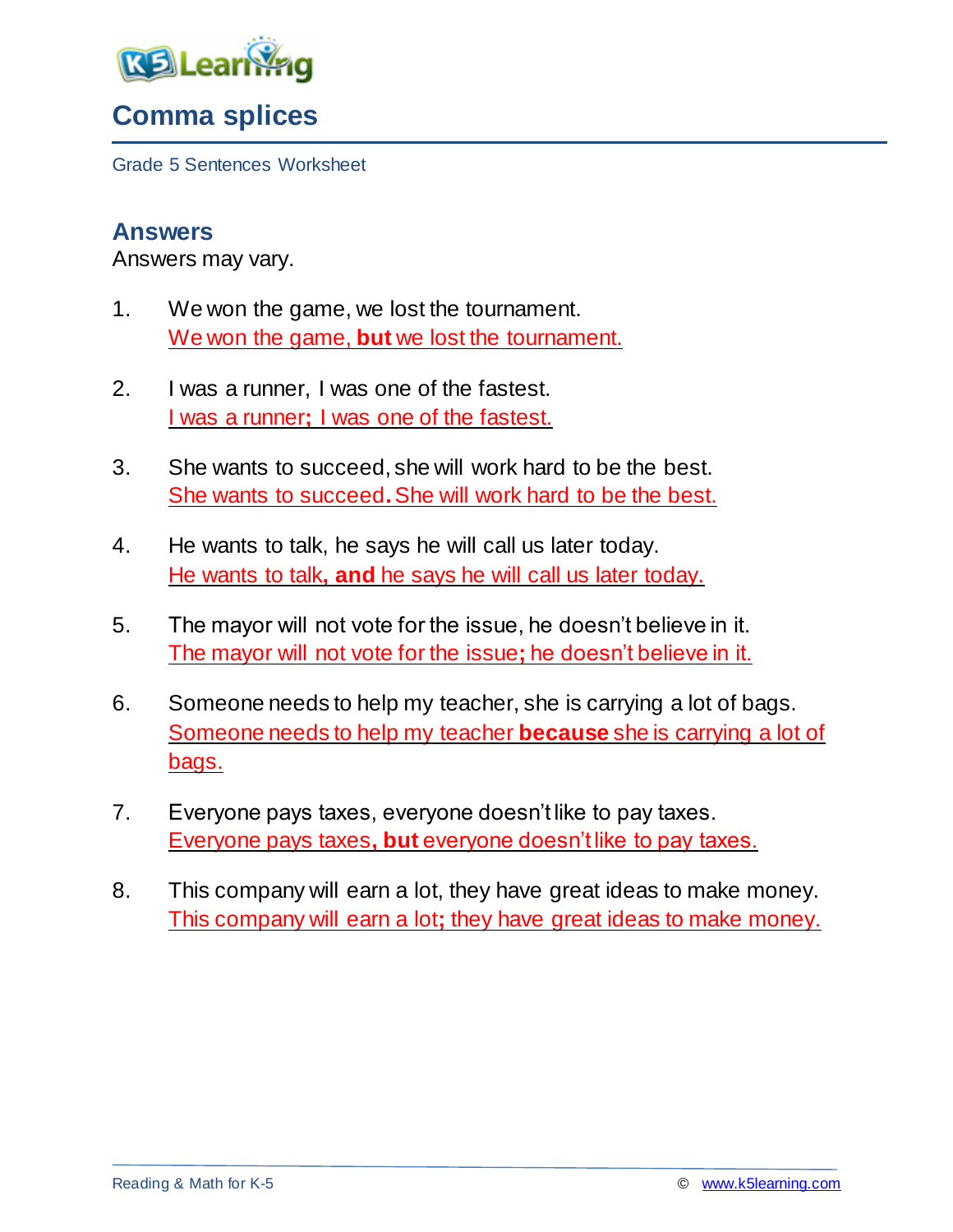# Comma splices

Grade 5 Sentences Worksheet

## Answers

Answers may vary.

1. We won the game, we lost the tournament.
   We won the game, **but** we lost the tournament.

2. I was a runner, I was one of the fastest.
   I was a runner**;** I was one of the fastest.

3. She wants to succeed, she will work hard to be the best.
   She wants to succeed**.** She will work hard to be the best.

4. He wants to talk, he says he will call us later today.
   He wants to talk**, and** he says he will call us later today.

5. The mayor will not vote for the issue, he doesn't believe in it.
   The mayor will not vote for the issue**;** he doesn't believe in it.

6. Someone needs to help my teacher, she is carrying a lot of bags.
   Someone needs to help my teacher **because** she is carrying a lot of bags.

7. Everyone pays taxes, everyone doesn't like to pay taxes.
   Everyone pays taxes**, but** everyone doesn't like to pay taxes.

8. This company will earn a lot, they have great ideas to make money.
   This company will earn a lot**;** they have great ideas to make money.